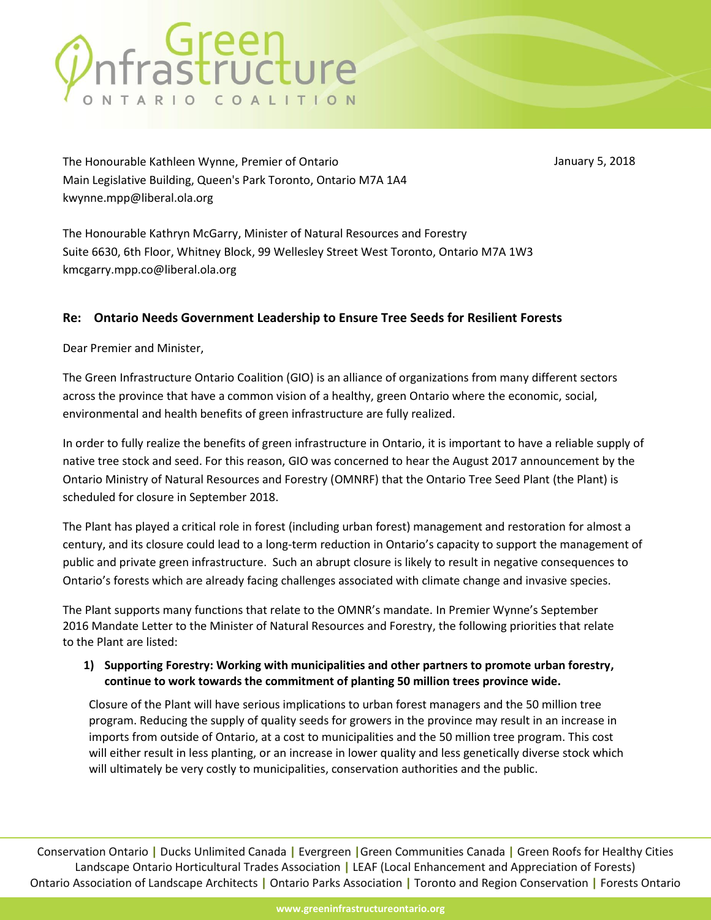# Green Infrastructure ONTARIO COALITION

The Honourable Kathleen Wynne, Premier of Ontario
Main Legislative Building, Queen's Park Toronto, Ontario M7A 1A4
kwynne.mpp@liberal.ola.org

January 5, 2018

The Honourable Kathryn McGarry, Minister of Natural Resources and Forestry
Suite 6630, 6th Floor, Whitney Block, 99 Wellesley Street West Toronto, Ontario M7A 1W3
kmcgarry.mpp.co@liberal.ola.org

**Re: Ontario Needs Government Leadership to Ensure Tree Seeds for Resilient Forests**

Dear Premier and Minister,

The Green Infrastructure Ontario Coalition (GIO) is an alliance of organizations from many different sectors across the province that have a common vision of a healthy, green Ontario where the economic, social, environmental and health benefits of green infrastructure are fully realized.

In order to fully realize the benefits of green infrastructure in Ontario, it is important to have a reliable supply of native tree stock and seed. For this reason, GIO was concerned to hear the August 2017 announcement by the Ontario Ministry of Natural Resources and Forestry (OMNRF) that the Ontario Tree Seed Plant (the Plant) is scheduled for closure in September 2018.

The Plant has played a critical role in forest (including urban forest) management and restoration for almost a century, and its closure could lead to a long-term reduction in Ontario's capacity to support the management of public and private green infrastructure. Such an abrupt closure is likely to result in negative consequences to Ontario's forests which are already facing challenges associated with climate change and invasive species.

The Plant supports many functions that relate to the OMNR's mandate. In Premier Wynne's September 2016 Mandate Letter to the Minister of Natural Resources and Forestry, the following priorities that relate to the Plant are listed:

1) **Supporting Forestry: Working with municipalities and other partners to promote urban forestry, continue to work towards the commitment of planting 50 million trees province wide.**

   Closure of the Plant will have serious implications to urban forest managers and the 50 million tree program. Reducing the supply of quality seeds for growers in the province may result in an increase in imports from outside of Ontario, at a cost to municipalities and the 50 million tree program. This cost will either result in less planting, or an increase in lower quality and less genetically diverse stock which will ultimately be very costly to municipalities, conservation authorities and the public.

Conservation Ontario | Ducks Unlimited Canada | Evergreen | Green Communities Canada | Green Roofs for Healthy Cities
Landscape Ontario Horticultural Trades Association | LEAF (Local Enhancement and Appreciation of Forests)
Ontario Association of Landscape Architects | Ontario Parks Association | Toronto and Region Conservation | Forests Ontario

www.greeninfrastructureontario.org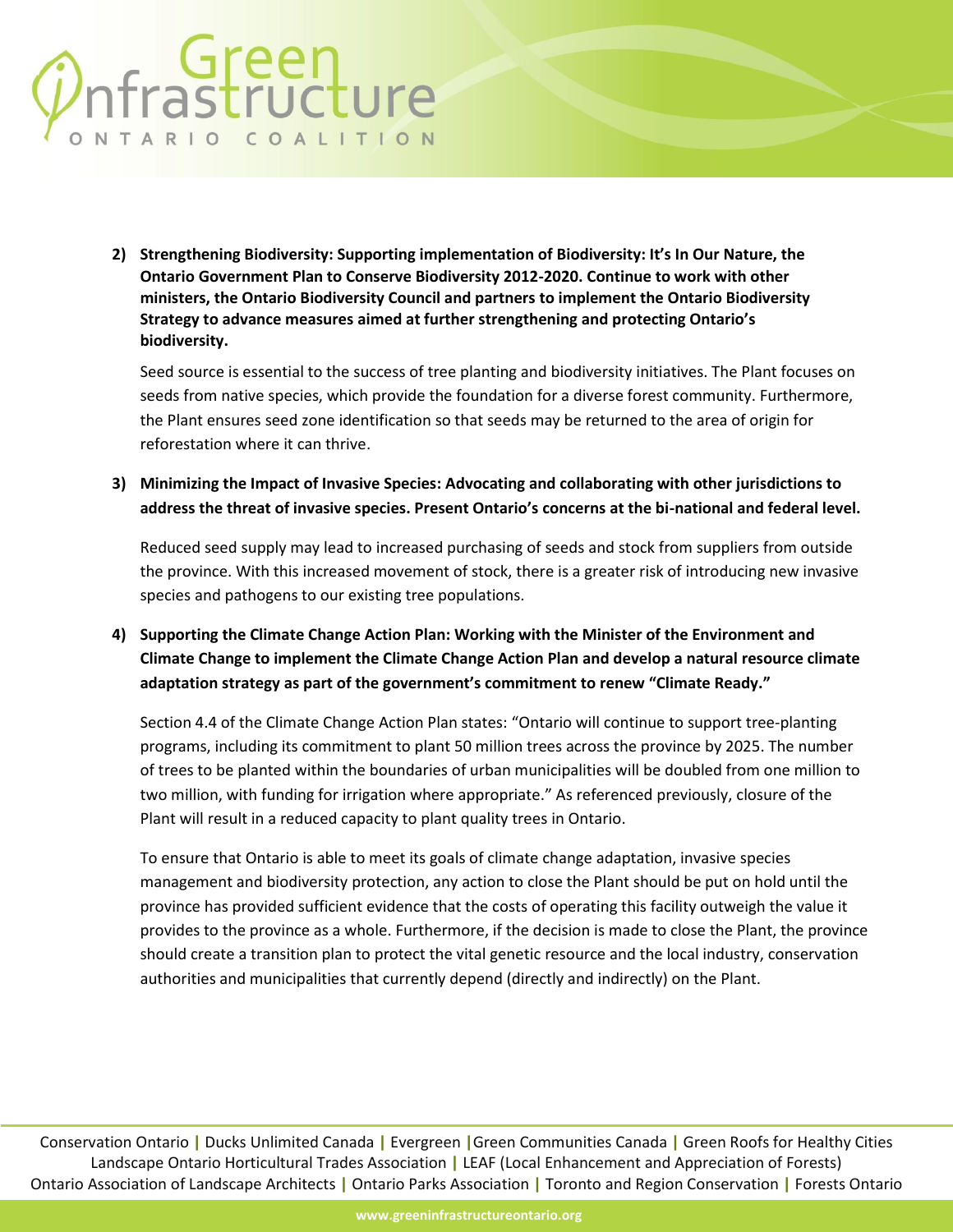2) **Strengthening Biodiversity: Supporting implementation of Biodiversity: It's In Our Nature, the Ontario Government Plan to Conserve Biodiversity 2012-2020. Continue to work with other ministers, the Ontario Biodiversity Council and partners to implement the Ontario Biodiversity Strategy to advance measures aimed at further strengthening and protecting Ontario's biodiversity.**

   Seed source is essential to the success of tree planting and biodiversity initiatives. The Plant focuses on seeds from native species, which provide the foundation for a diverse forest community. Furthermore, the Plant ensures seed zone identification so that seeds may be returned to the area of origin for reforestation where it can thrive.

3) **Minimizing the Impact of Invasive Species: Advocating and collaborating with other jurisdictions to address the threat of invasive species. Present Ontario's concerns at the bi-national and federal level.**

   Reduced seed supply may lead to increased purchasing of seeds and stock from suppliers from outside the province. With this increased movement of stock, there is a greater risk of introducing new invasive species and pathogens to our existing tree populations.

4) **Supporting the Climate Change Action Plan: Working with the Minister of the Environment and Climate Change to implement the Climate Change Action Plan and develop a natural resource climate adaptation strategy as part of the government's commitment to renew "Climate Ready."**

   Section 4.4 of the Climate Change Action Plan states: "Ontario will continue to support tree-planting programs, including its commitment to plant 50 million trees across the province by 2025. The number of trees to be planted within the boundaries of urban municipalities will be doubled from one million to two million, with funding for irrigation where appropriate." As referenced previously, closure of the Plant will result in a reduced capacity to plant quality trees in Ontario.

   To ensure that Ontario is able to meet its goals of climate change adaptation, invasive species management and biodiversity protection, any action to close the Plant should be put on hold until the province has provided sufficient evidence that the costs of operating this facility outweigh the value it provides to the province as a whole. Furthermore, if the decision is made to close the Plant, the province should create a transition plan to protect the vital genetic resource and the local industry, conservation authorities and municipalities that currently depend (directly and indirectly) on the Plant.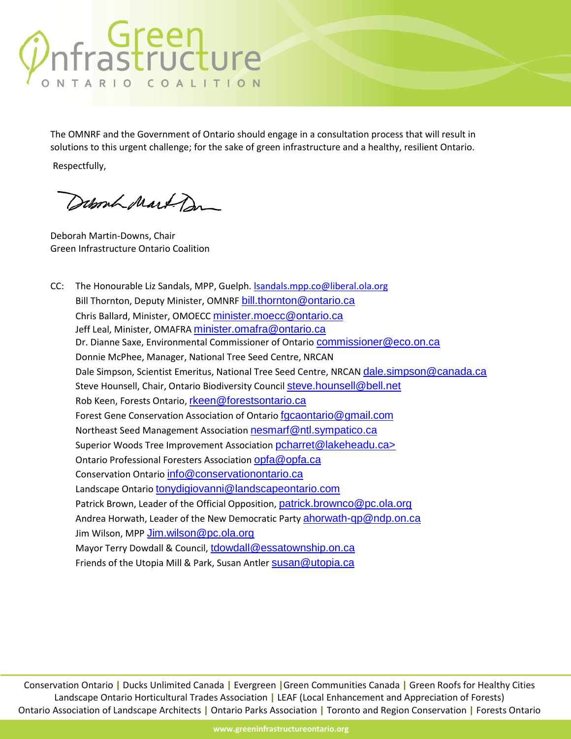The OMNRF and the Government of Ontario should engage in a consultation process that will result in solutions to this urgent challenge; for the sake of green infrastructure and a healthy, resilient Ontario.

Respectfully,

Deborah Martin-Downs, Chair
Green Infrastructure Ontario Coalition

CC: The Honourable Liz Sandals, MPP, Guelph. lsandals.mpp.co@liberal.ola.org
Bill Thornton, Deputy Minister, OMNRF bill.thornton@ontario.ca
Chris Ballard, Minister, OMOECC minister.moecc@ontario.ca
Jeff Leal, Minister, OMAFRA minister.omafra@ontario.ca
Dr. Dianne Saxe, Environmental Commissioner of Ontario commissioner@eco.on.ca
Donnie McPhee, Manager, National Tree Seed Centre, NRCAN
Dale Simpson, Scientist Emeritus, National Tree Seed Centre, NRCAN dale.simpson@canada.ca
Steve Hounsell, Chair, Ontario Biodiversity Council steve.hounsell@bell.net
Rob Keen, Forests Ontario, rkeen@forestsontario.ca
Forest Gene Conservation Association of Ontario fgcaontario@gmail.com
Northeast Seed Management Association nesmarf@ntl.sympatico.ca
Superior Woods Tree Improvement Association pcharret@lakeheadu.ca>
Ontario Professional Foresters Association opfa@opfa.ca
Conservation Ontario info@conservationontario.ca
Landscape Ontario tonydigiovanni@landscapeontario.com
Patrick Brown, Leader of the Official Opposition, patrick.brownco@pc.ola.org
Andrea Horwath, Leader of the New Democratic Party ahorwath-qp@ndp.on.ca
Jim Wilson, MPP Jim.wilson@pc.ola.org
Mayor Terry Dowdall & Council, tdowdall@essatownship.on.ca
Friends of the Utopia Mill & Park, Susan Antler susan@utopia.ca